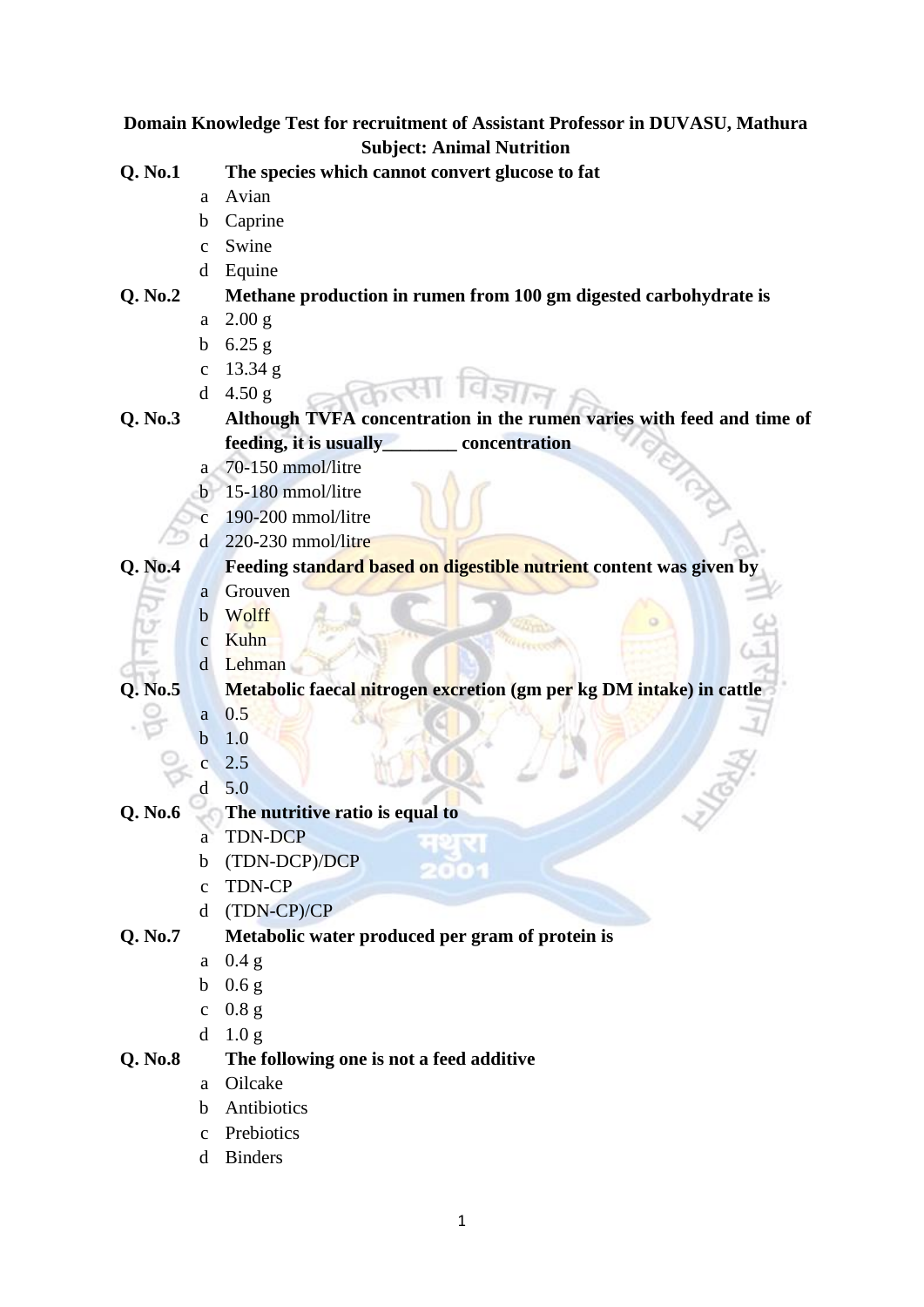**Domain Knowledge Test for recruitment of Assistant Professor in DUVASU, Mathura**
**Subject: Animal Nutrition**

**Q. No.1** **The species which cannot convert glucose to fat**

- a Avian
- b Caprine
- c Swine
- d Equine

**Q. No.2** **Methane production in rumen from 100 gm digested carbohydrate is**

- a 2.00 g
- b 6.25 g
- c 13.34 g
- d 4.50 g

**Q. No.3** **Although TVFA concentration in the rumen varies with feed and time of feeding, it is usually________ concentration**

- a 70-150 mmol/litre
- b 15-180 mmol/litre
- c 190-200 mmol/litre
- d 220-230 mmol/litre

**Q. No.4** **Feeding standard based on digestible nutrient content was given by**

- a Grouven
- b Wolff
- c Kuhn
- d Lehman

**Q. No.5** **Metabolic faecal nitrogen excretion (gm per kg DM intake) in cattle**

- a 0.5
- b 1.0
- c 2.5
- d 5.0

**Q. No.6** **The nutritive ratio is equal to**

- a TDN-DCP
- b (TDN-DCP)/DCP
- c TDN-CP
- d (TDN-CP)/CP

**Q. No.7** **Metabolic water produced per gram of protein is**

- a 0.4 g
- b 0.6 g
- c 0.8 g
- d 1.0 g

**Q. No.8** **The following one is not a feed additive**

- a Oilcake
- b Antibiotics
- c Prebiotics
- d Binders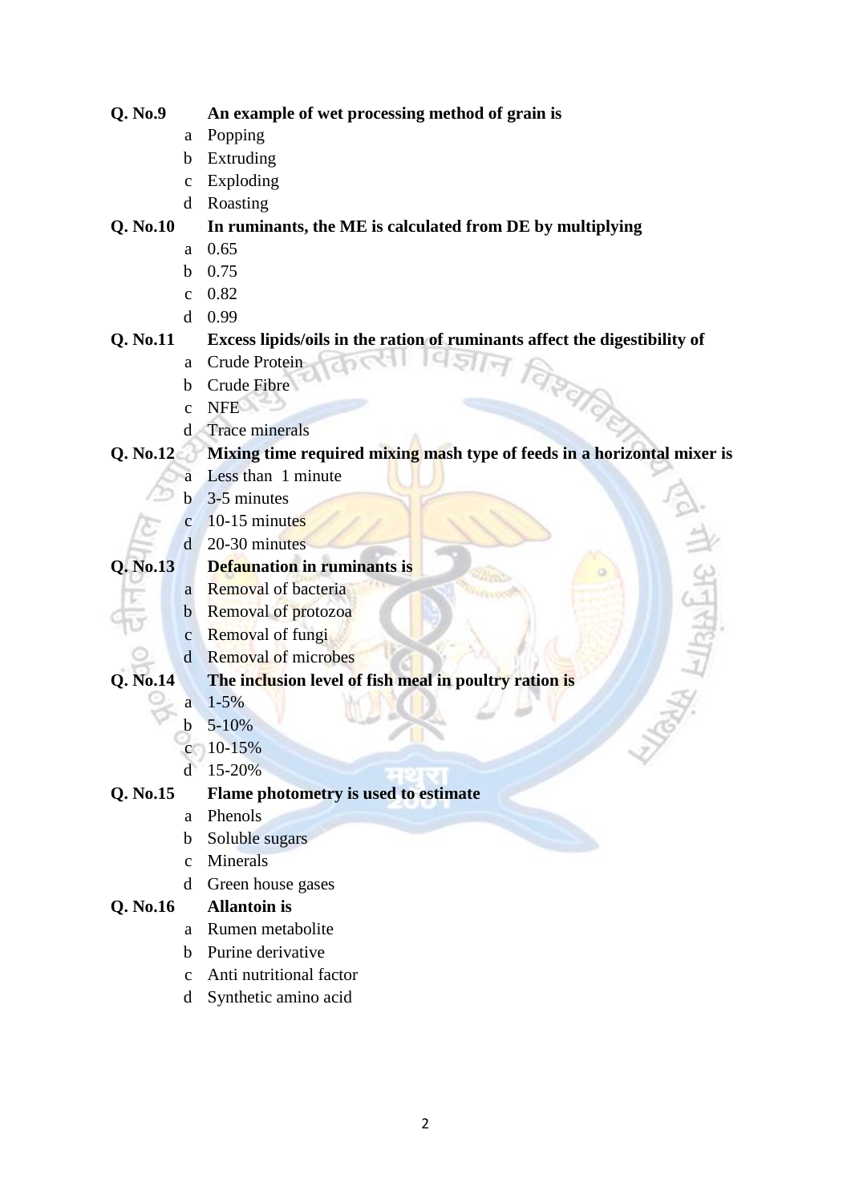**Q. No.9** **An example of wet processing method of grain is**

- a Popping
- b Extruding
- c Exploding
- d Roasting

**Q. No.10** **In ruminants, the ME is calculated from DE by multiplying**

- a 0.65
- b 0.75
- c 0.82
- d 0.99

**Q. No.11** **Excess lipids/oils in the ration of ruminants affect the digestibility of**

- a Crude Protein
- b Crude Fibre
- c NFE
- d Trace minerals

**Q. No.12** **Mixing time required mixing mash type of feeds in a horizontal mixer is**

- a Less than 1 minute
- b 3-5 minutes
- c 10-15 minutes
- d 20-30 minutes

**Q. No.13** **Defaunation in ruminants is**

- a Removal of bacteria
- b Removal of protozoa
- c Removal of fungi
- d Removal of microbes

**Q. No.14** **The inclusion level of fish meal in poultry ration is**

- a 1-5%
- b 5-10%
- c 10-15%
- d 15-20%

**Q. No.15** **Flame photometry is used to estimate**

- a Phenols
- b Soluble sugars
- c Minerals
- d Green house gases

**Q. No.16** **Allantoin is**

- a Rumen metabolite
- b Purine derivative
- c Anti nutritional factor
- d Synthetic amino acid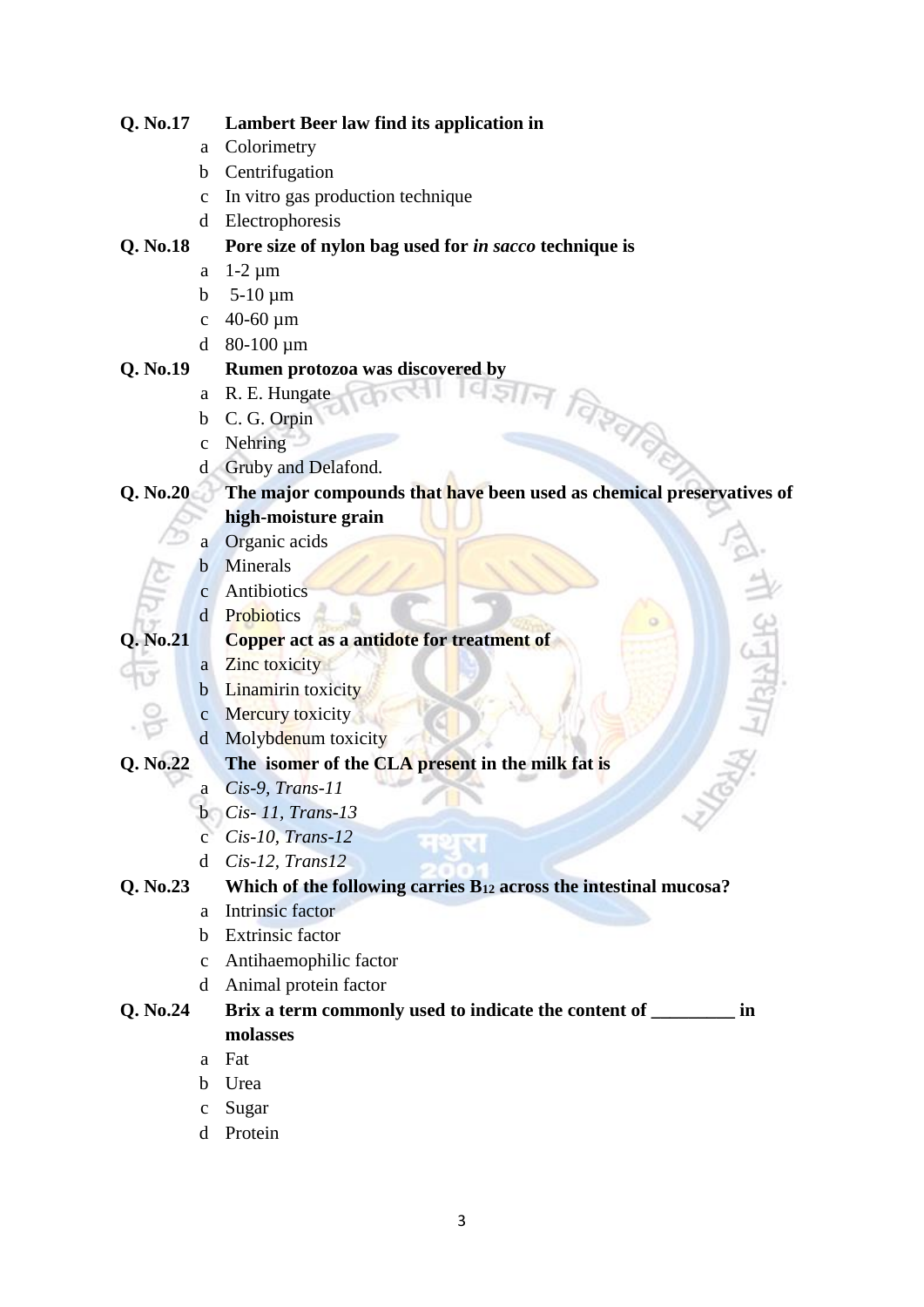**Q. No.17 Lambert Beer law find its application in**

- a Colorimetry
- b Centrifugation
- c In vitro gas production technique
- d Electrophoresis

**Q. No.18 Pore size of nylon bag used for *in sacco* technique is**

- a 1-2 µm
- b 5-10 µm
- c 40-60 µm
- d 80-100 µm

**Q. No.19 Rumen protozoa was discovered by**

- a R. E. Hungate
- b C. G. Orpin
- c Nehring
- d Gruby and Delafond.

**Q. No.20 The major compounds that have been used as chemical preservatives of high-moisture grain**

- a Organic acids
- b Minerals
- c Antibiotics
- d Probiotics

**Q. No.21 Copper act as a antidote for treatment of**

- a Zinc toxicity
- b Linamirin toxicity
- c Mercury toxicity
- d Molybdenum toxicity

**Q. No.22 The isomer of the CLA present in the milk fat is**

- a *Cis-9, Trans-11*
- b *Cis- 11, Trans-13*
- c *Cis-10, Trans-12*
- d *Cis-12, Trans12*

**Q. No.23 Which of the following carries $B_{12}$ across the intestinal mucosa?**

- a Intrinsic factor
- b Extrinsic factor
- c Antihaemophilic factor
- d Animal protein factor

**Q. No.24 Brix a term commonly used to indicate the content of _________ in molasses**

- a Fat
- b Urea
- c Sugar
- d Protein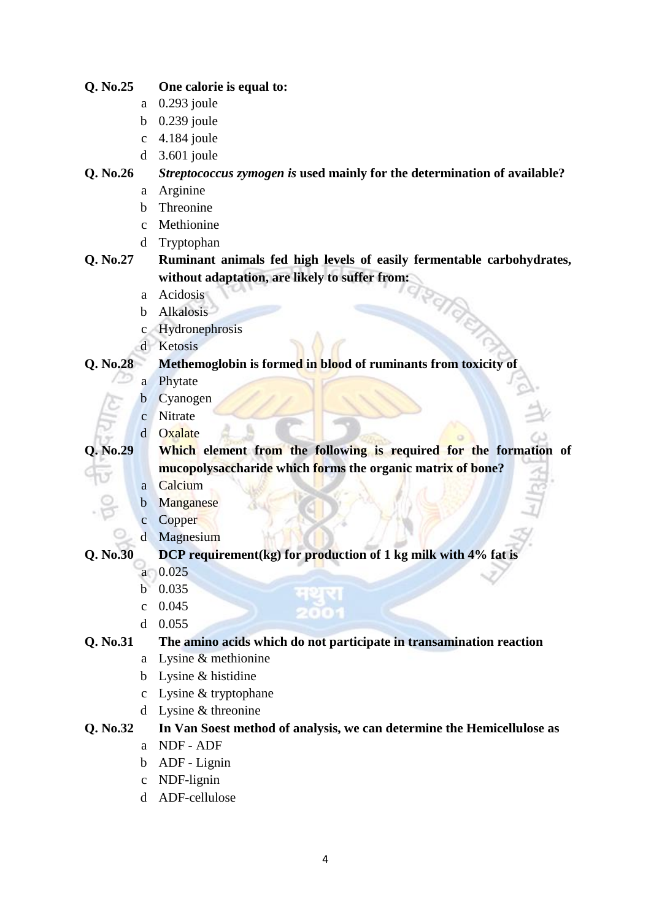**Q. No.25** **One calorie is equal to:**

- a 0.293 joule
- b 0.239 joule
- c 4.184 joule
- d 3.601 joule

**Q. No.26** ***Streptococcus zymogen is*** **used mainly for the determination of available?**

- a Arginine
- b Threonine
- c Methionine
- d Tryptophan

**Q. No.27** **Ruminant animals fed high levels of easily fermentable carbohydrates, without adaptation, are likely to suffer from:**

- a Acidosis
- b Alkalosis
- c Hydronephrosis
- d Ketosis

**Q. No.28** **Methemoglobin is formed in blood of ruminants from toxicity of**

- a Phytate
- b Cyanogen
- c Nitrate
- d Oxalate

**Q. No.29** **Which element from the following is required for the formation of mucopolysaccharide which forms the organic matrix of bone?**

- a Calcium
- b Manganese
- c Copper
- d Magnesium

**Q. No.30** **DCP requirement(kg) for production of 1 kg milk with 4% fat is**

- a 0.025
- b 0.035
- c 0.045
- d 0.055

**Q. No.31** **The amino acids which do not participate in transamination reaction**

- a Lysine & methionine
- b Lysine & histidine
- c Lysine & tryptophane
- d Lysine & threonine

**Q. No.32** **In Van Soest method of analysis, we can determine the Hemicellulose as**

- a NDF - ADF
- b ADF - Lignin
- c NDF-lignin
- d ADF-cellulose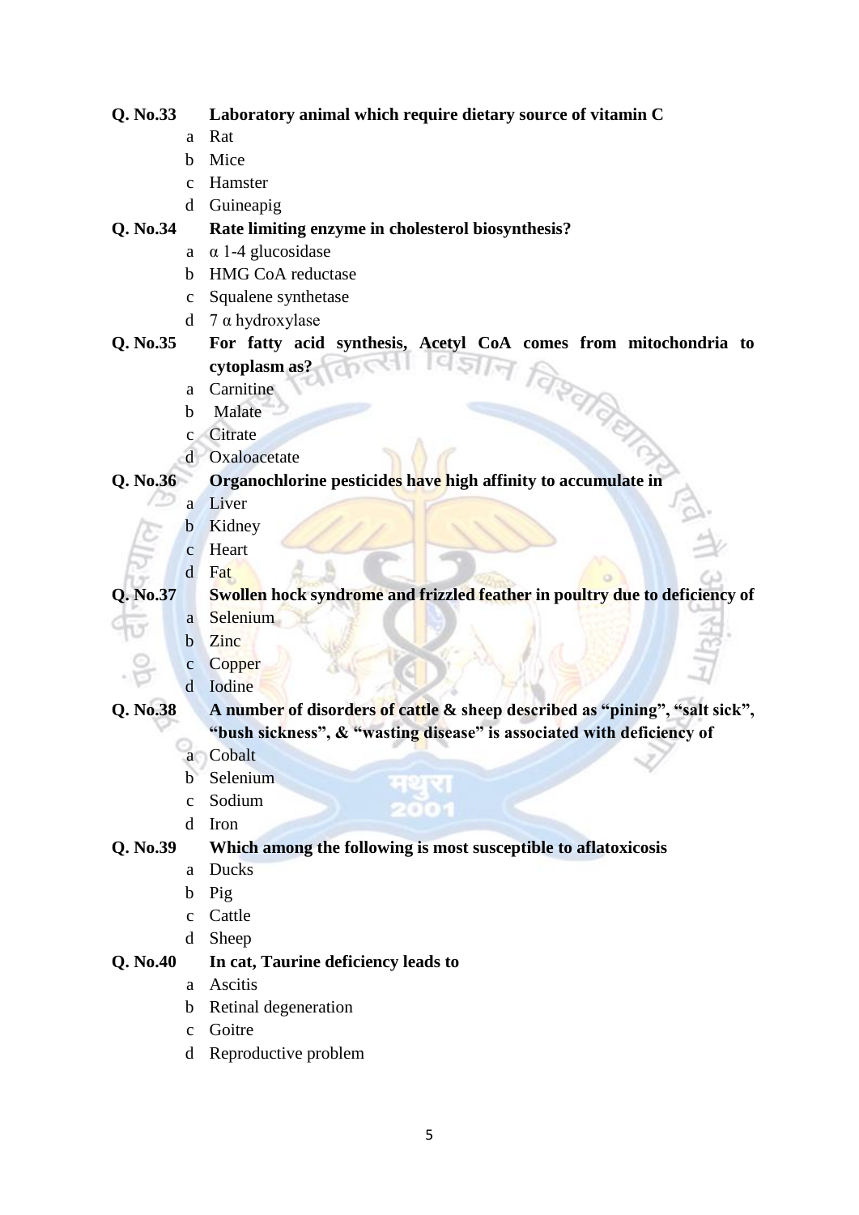**Q. No.33** **Laboratory animal which require dietary source of vitamin C**

- a Rat
- b Mice
- c Hamster
- d Guineapig

**Q. No.34** **Rate limiting enzyme in cholesterol biosynthesis?**

- a α 1-4 glucosidase
- b HMG CoA reductase
- c Squalene synthetase
- d 7 α hydroxylase

**Q. No.35** **For fatty acid synthesis, Acetyl CoA comes from mitochondria to cytoplasm as?**

- a Carnitine
- b Malate
- c Citrate
- d Oxaloacetate

**Q. No.36** **Organochlorine pesticides have high affinity to accumulate in**

- a Liver
- b Kidney
- c Heart
- d Fat

**Q. No.37** **Swollen hock syndrome and frizzled feather in poultry due to deficiency of**

- a Selenium
- b Zinc
- c Copper
- d Iodine

**Q. No.38** **A number of disorders of cattle & sheep described as "pining", "salt sick", "bush sickness", & "wasting disease" is associated with deficiency of**

- a Cobalt
- b Selenium
- c Sodium
- d Iron

**Q. No.39** **Which among the following is most susceptible to aflatoxicosis**

- a Ducks
- b Pig
- c Cattle
- d Sheep

**Q. No.40** **In cat, Taurine deficiency leads to**

- a Ascitis
- b Retinal degeneration
- c Goitre
- d Reproductive problem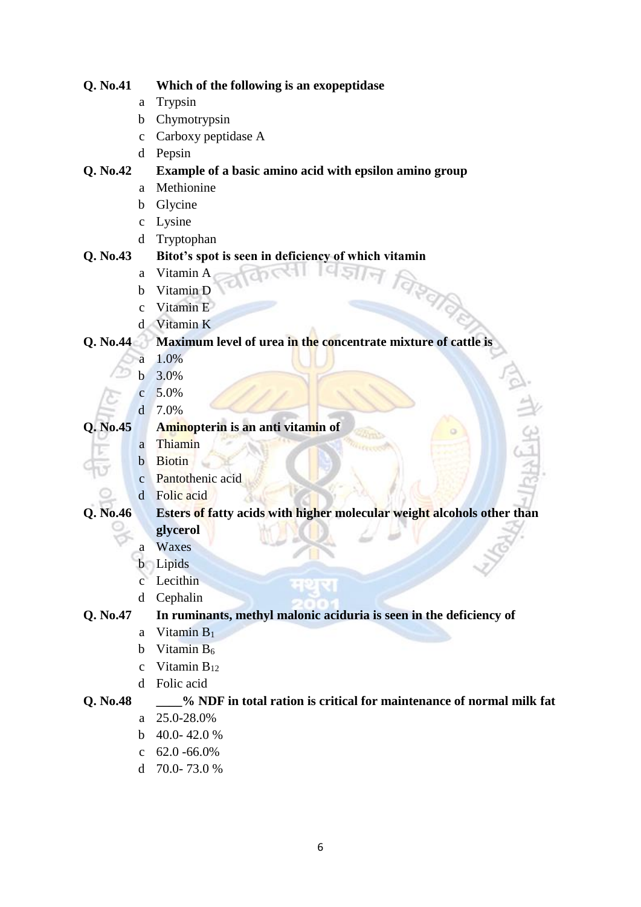**Q. No.41** **Which of the following is an exopeptidase**

- a Trypsin
- b Chymotrypsin
- c Carboxy peptidase A
- d Pepsin

**Q. No.42** **Example of a basic amino acid with epsilon amino group**

- a Methionine
- b Glycine
- c Lysine
- d Tryptophan

**Q. No.43** **Bitot's spot is seen in deficiency of which vitamin**

- a Vitamin A
- b Vitamin D
- c Vitamin E
- d Vitamin K

**Q. No.44** **Maximum level of urea in the concentrate mixture of cattle is**

- a 1.0%
- b 3.0%
- c 5.0%
- d 7.0%

**Q. No.45** **Aminopterin is an anti vitamin of**

- a Thiamin
- b Biotin
- c Pantothenic acid
- d Folic acid

**Q. No.46** **Esters of fatty acids with higher molecular weight alcohols other than glycerol**

- a Waxes
- b Lipids
- c Lecithin
- d Cephalin

**Q. No.47** **In ruminants, methyl malonic aciduria is seen in the deficiency of**

- a Vitamin $B_1$
- b Vitamin $B_6$
- c Vitamin $B_{12}$
- d Folic acid

**Q. No.48** **____% NDF in total ration is critical for maintenance of normal milk fat**

- a 25.0-28.0%
- b 40.0- 42.0 %
- c 62.0 -66.0%
- d 70.0- 73.0 %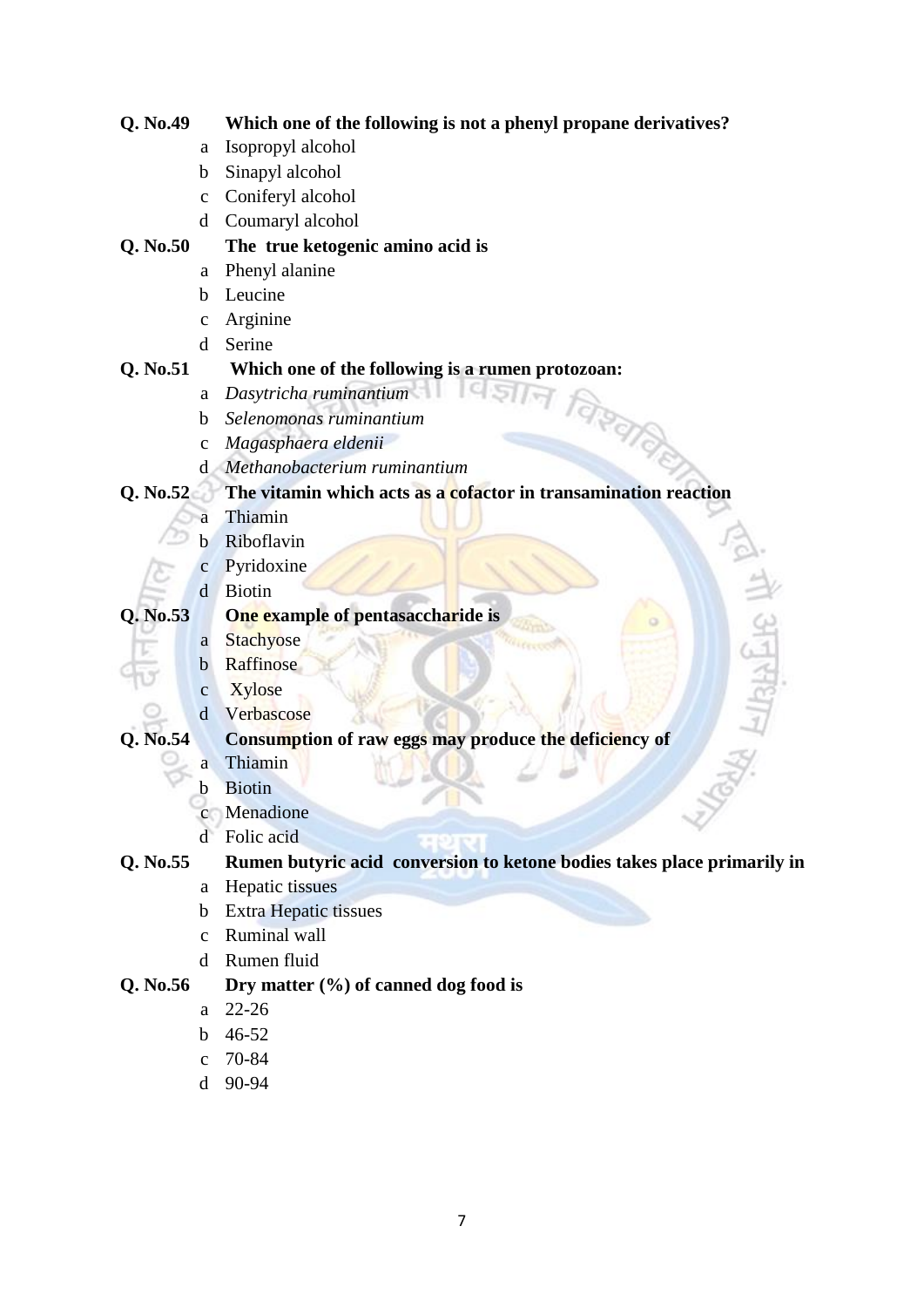**Q. No.49** **Which one of the following is not a phenyl propane derivatives?**

- a Isopropyl alcohol
- b Sinapyl alcohol
- c Coniferyl alcohol
- d Coumaryl alcohol

**Q. No.50** **The true ketogenic amino acid is**

- a Phenyl alanine
- b Leucine
- c Arginine
- d Serine

**Q. No.51** **Which one of the following is a rumen protozoan:**

- a *Dasytricha ruminantium*
- b *Selenomonas ruminantium*
- c *Magasphaera eldenii*
- d *Methanobacterium ruminantium*

**Q. No.52** **The vitamin which acts as a cofactor in transamination reaction**

- a Thiamin
- b Riboflavin
- c Pyridoxine
- d Biotin

**Q. No.53** **One example of pentasaccharide is**

- a Stachyose
- b Raffinose
- c Xylose
- d Verbascose

**Q. No.54** **Consumption of raw eggs may produce the deficiency of**

- a Thiamin
- b Biotin
- c Menadione
- d Folic acid

**Q. No.55** **Rumen butyric acid conversion to ketone bodies takes place primarily in**

- a Hepatic tissues
- b Extra Hepatic tissues
- c Ruminal wall
- d Rumen fluid

**Q. No.56** **Dry matter (%) of canned dog food is**

- a 22-26
- b 46-52
- c 70-84
- d 90-94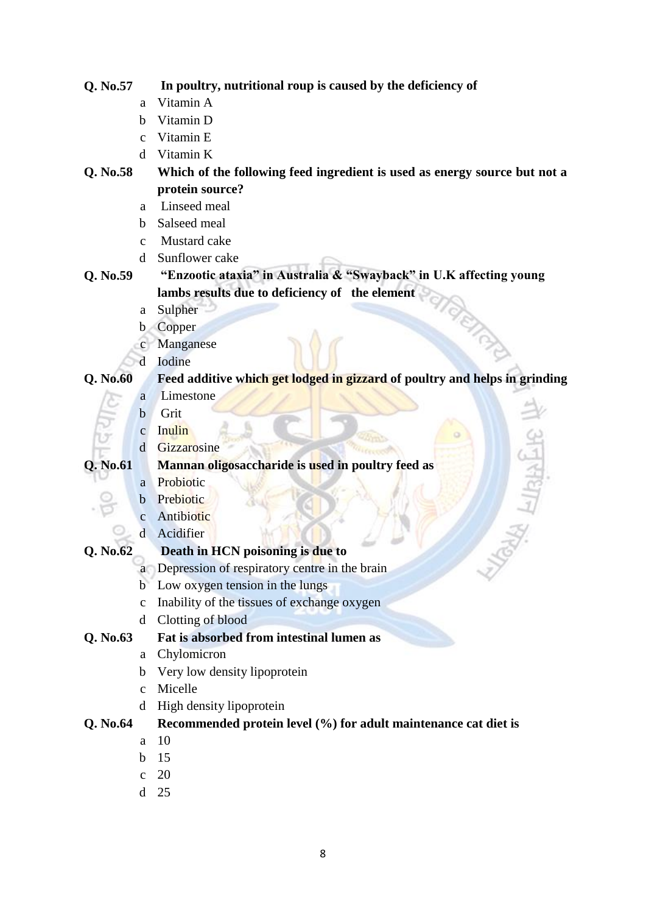**Q. No.57** **In poultry, nutritional roup is caused by the deficiency of**

a Vitamin A
b Vitamin D
c Vitamin E
d Vitamin K

**Q. No.58** **Which of the following feed ingredient is used as energy source but not a protein source?**

a Linseed meal
b Salseed meal
c Mustard cake
d Sunflower cake

**Q. No.59** **"Enzootic ataxia" in Australia & "Swayback" in U.K affecting young lambs results due to deficiency of the element**

a Sulpher
b Copper
c Manganese
d Iodine

**Q. No.60** **Feed additive which get lodged in gizzard of poultry and helps in grinding**

a Limestone
b Grit
c Inulin
d Gizzarosine

**Q. No.61** **Mannan oligosaccharide is used in poultry feed as**

a Probiotic
b Prebiotic
c Antibiotic
d Acidifier

**Q. No.62** **Death in HCN poisoning is due to**

a Depression of respiratory centre in the brain
b Low oxygen tension in the lungs
c Inability of the tissues of exchange oxygen
d Clotting of blood

**Q. No.63** **Fat is absorbed from intestinal lumen as**

a Chylomicron
b Very low density lipoprotein
c Micelle
d High density lipoprotein

**Q. No.64** **Recommended protein level (%) for adult maintenance cat diet is**

a 10
b 15
c 20
d 25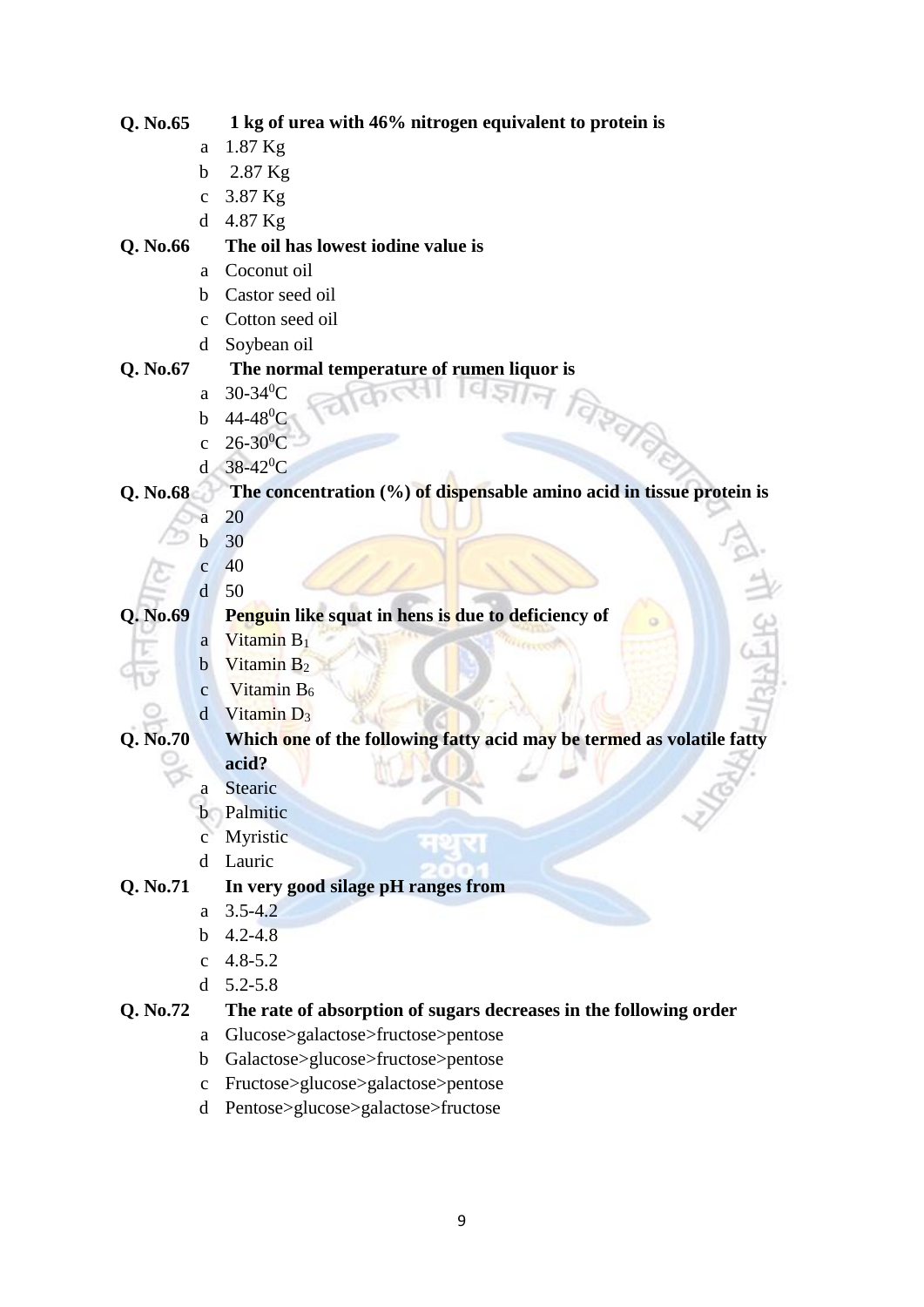**Q. No.65 1 kg of urea with 46% nitrogen equivalent to protein is**

- a 1.87 Kg
- b 2.87 Kg
- c 3.87 Kg
- d 4.87 Kg

**Q. No.66 The oil has lowest iodine value is**

- a Coconut oil
- b Castor seed oil
- c Cotton seed oil
- d Soybean oil

**Q. No.67 The normal temperature of rumen liquor is**

- a 30-34$^0$C
- b 44-48$^0$C
- c 26-30$^0$C
- d 38-42$^0$C

**Q. No.68 The concentration (%) of dispensable amino acid in tissue protein is**

- a 20
- b 30
- c 40
- d 50

**Q. No.69 Penguin like squat in hens is due to deficiency of**

- a Vitamin $B_1$
- b Vitamin $B_2$
- c Vitamin $B_6$
- d Vitamin $D_3$

**Q. No.70 Which one of the following fatty acid may be termed as volatile fatty acid?**

- a Stearic
- b Palmitic
- c Myristic
- d Lauric

**Q. No.71 In very good silage pH ranges from**

- a 3.5-4.2
- b 4.2-4.8
- c 4.8-5.2
- d 5.2-5.8

**Q. No.72 The rate of absorption of sugars decreases in the following order**

- a Glucose>galactose>fructose>pentose
- b Galactose>glucose>fructose>pentose
- c Fructose>glucose>galactose>pentose
- d Pentose>glucose>galactose>fructose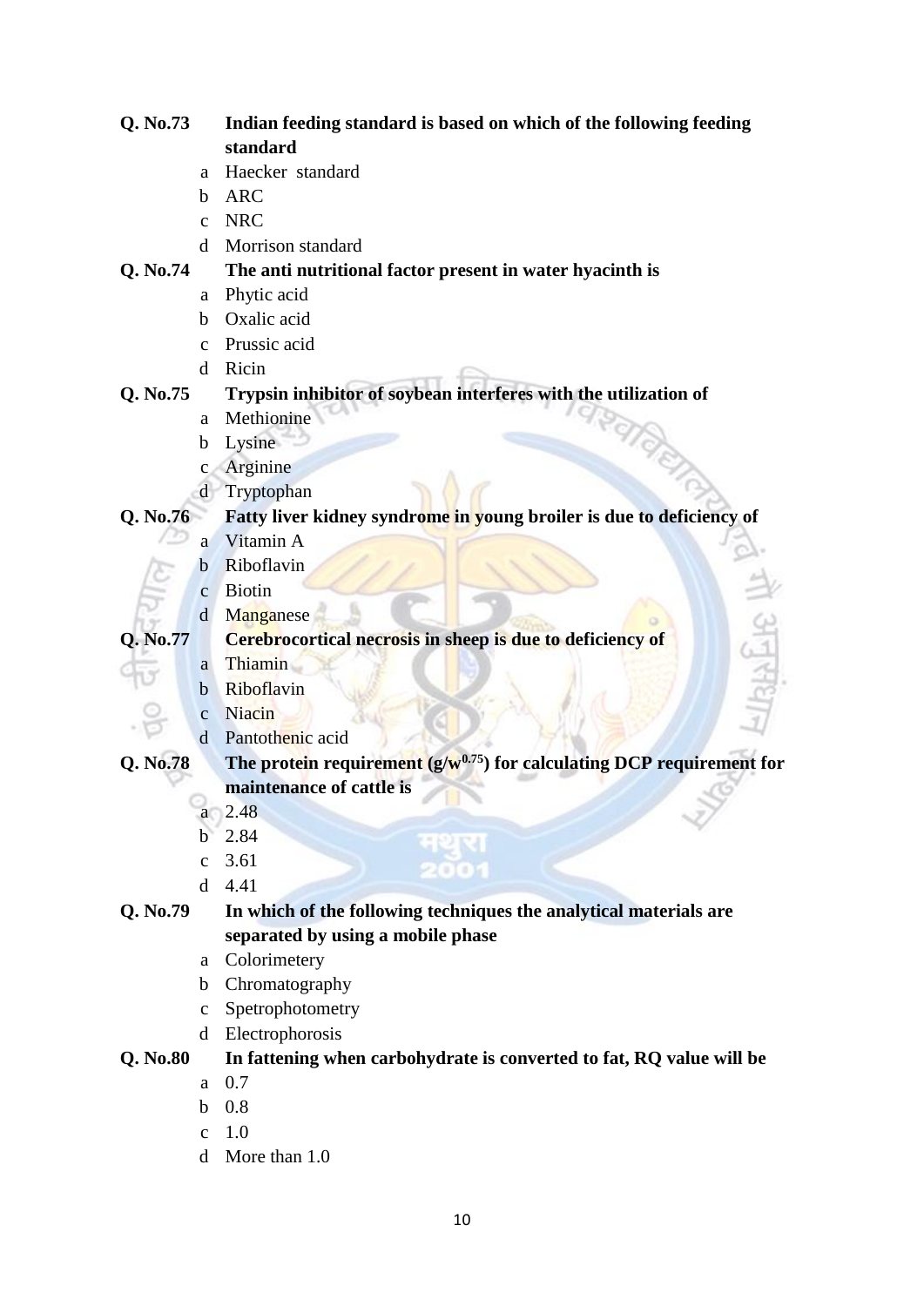**Q. No.73** **Indian feeding standard is based on which of the following feeding standard**

- a Haecker standard
- b ARC
- c NRC
- d Morrison standard

**Q. No.74** **The anti nutritional factor present in water hyacinth is**

- a Phytic acid
- b Oxalic acid
- c Prussic acid
- d Ricin

**Q. No.75** **Trypsin inhibitor of soybean interferes with the utilization of**

- a Methionine
- b Lysine
- c Arginine
- d Tryptophan

**Q. No.76** **Fatty liver kidney syndrome in young broiler is due to deficiency of**

- a Vitamin A
- b Riboflavin
- c Biotin
- d Manganese

**Q. No.77** **Cerebrocortical necrosis in sheep is due to deficiency of**

- a Thiamin
- b Riboflavin
- c Niacin
- d Pantothenic acid

**Q. No.78** **The protein requirement ($g/w^{0.75}$) for calculating DCP requirement for maintenance of cattle is**

- a 2.48
- b 2.84
- c 3.61
- d 4.41

**Q. No.79** **In which of the following techniques the analytical materials are separated by using a mobile phase**

- a Colorimetery
- b Chromatography
- c Spetrophotometry
- d Electrophorosis

**Q. No.80** **In fattening when carbohydrate is converted to fat, RQ value will be**

- a 0.7
- b 0.8
- c 1.0
- d More than 1.0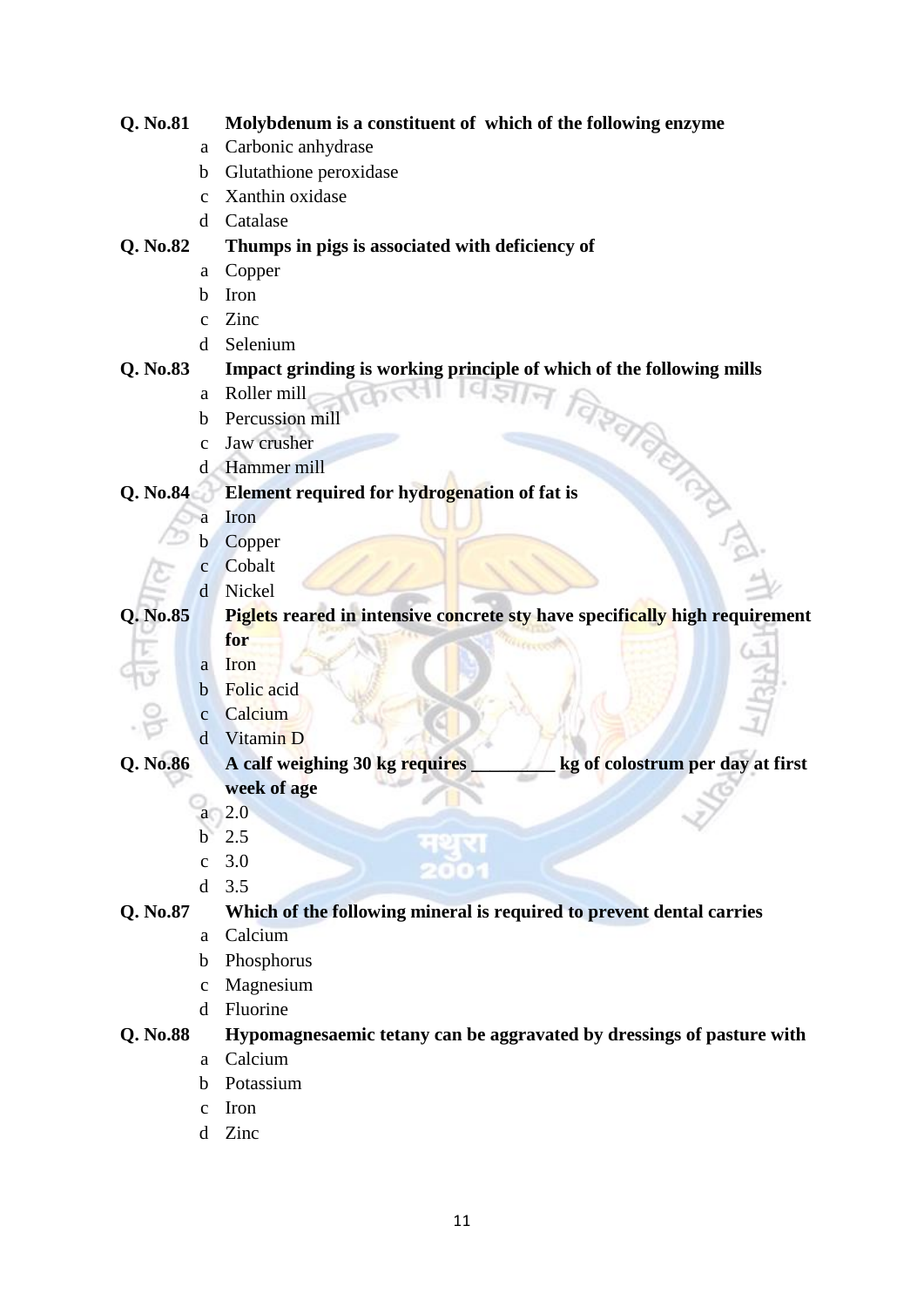**Q. No.81** **Molybdenum is a constituent of which of the following enzyme**

- a Carbonic anhydrase
- b Glutathione peroxidase
- c Xanthin oxidase
- d Catalase

**Q. No.82** **Thumps in pigs is associated with deficiency of**

- a Copper
- b Iron
- c Zinc
- d Selenium

**Q. No.83** **Impact grinding is working principle of which of the following mills**

- a Roller mill
- b Percussion mill
- c Jaw crusher
- d Hammer mill

**Q. No.84** **Element required for hydrogenation of fat is**

- a Iron
- b Copper
- c Cobalt
- d Nickel

**Q. No.85** **Piglets reared in intensive concrete sty have specifically high requirement for**

- a Iron
- b Folic acid
- c Calcium
- d Vitamin D

**Q. No.86** **A calf weighing 30 kg requires _________ kg of colostrum per day at first week of age**

- a 2.0
- b 2.5
- c 3.0
- d 3.5

**Q. No.87** **Which of the following mineral is required to prevent dental carries**

- a Calcium
- b Phosphorus
- c Magnesium
- d Fluorine

**Q. No.88** **Hypomagnesaemic tetany can be aggravated by dressings of pasture with**

- a Calcium
- b Potassium
- c Iron
- d Zinc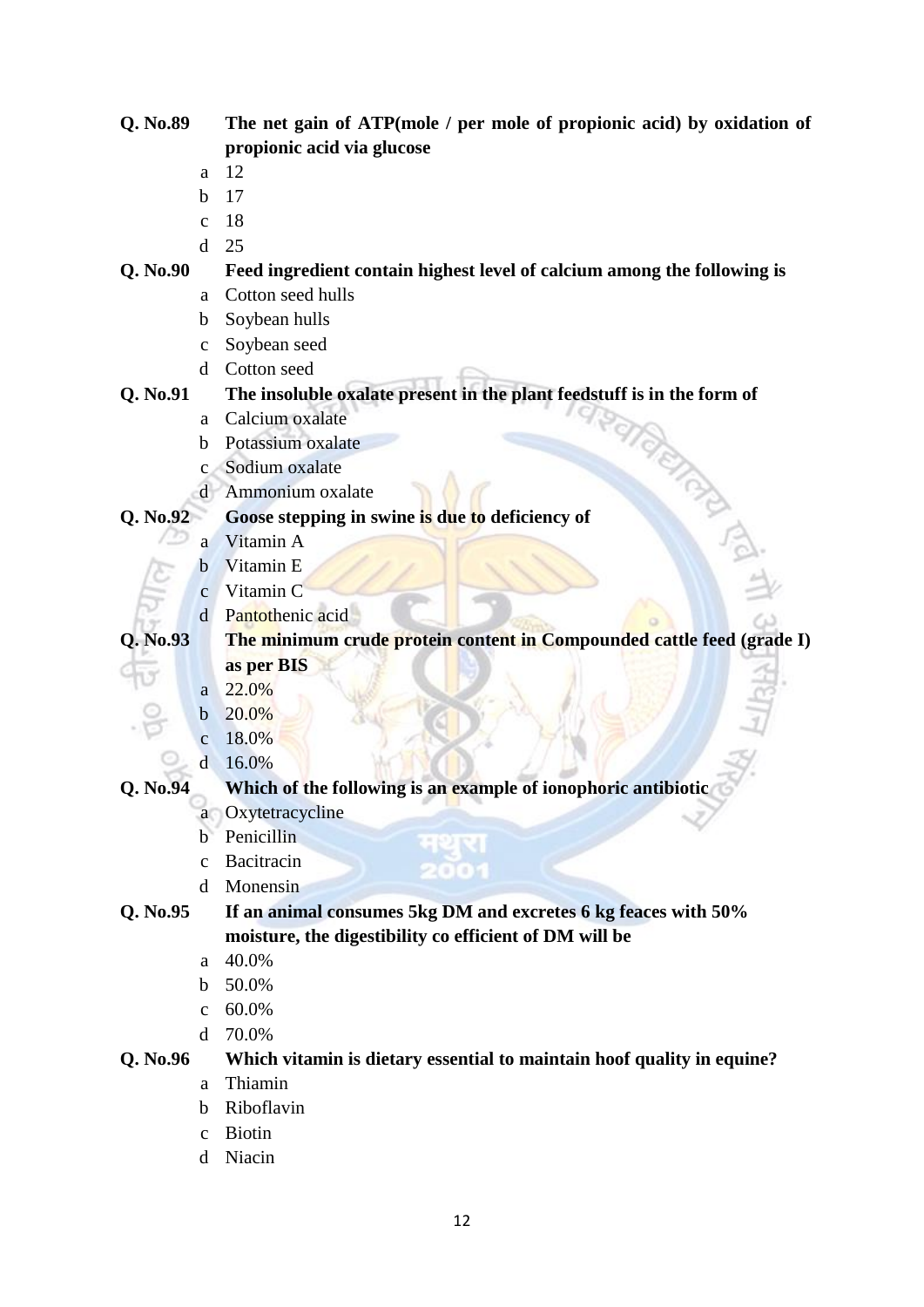**Q. No.89** **The net gain of ATP(mole / per mole of propionic acid) by oxidation of propionic acid via glucose**

- a 12
- b 17
- c 18
- d 25

**Q. No.90** **Feed ingredient contain highest level of calcium among the following is**

- a Cotton seed hulls
- b Soybean hulls
- c Soybean seed
- d Cotton seed

**Q. No.91** **The insoluble oxalate present in the plant feedstuff is in the form of**

- a Calcium oxalate
- b Potassium oxalate
- c Sodium oxalate
- d Ammonium oxalate

**Q. No.92** **Goose stepping in swine is due to deficiency of**

- a Vitamin A
- b Vitamin E
- c Vitamin C
- d Pantothenic acid

**Q. No.93** **The minimum crude protein content in Compounded cattle feed (grade I) as per BIS**

- a 22.0%
- b 20.0%
- c 18.0%
- d 16.0%

**Q. No.94** **Which of the following is an example of ionophoric antibiotic**

- a Oxytetracycline
- b Penicillin
- c Bacitracin
- d Monensin

**Q. No.95** **If an animal consumes 5kg DM and excretes 6 kg feaces with 50% moisture, the digestibility co efficient of DM will be**

- a 40.0%
- b 50.0%
- c 60.0%
- d 70.0%

**Q. No.96** **Which vitamin is dietary essential to maintain hoof quality in equine?**

- a Thiamin
- b Riboflavin
- c Biotin
- d Niacin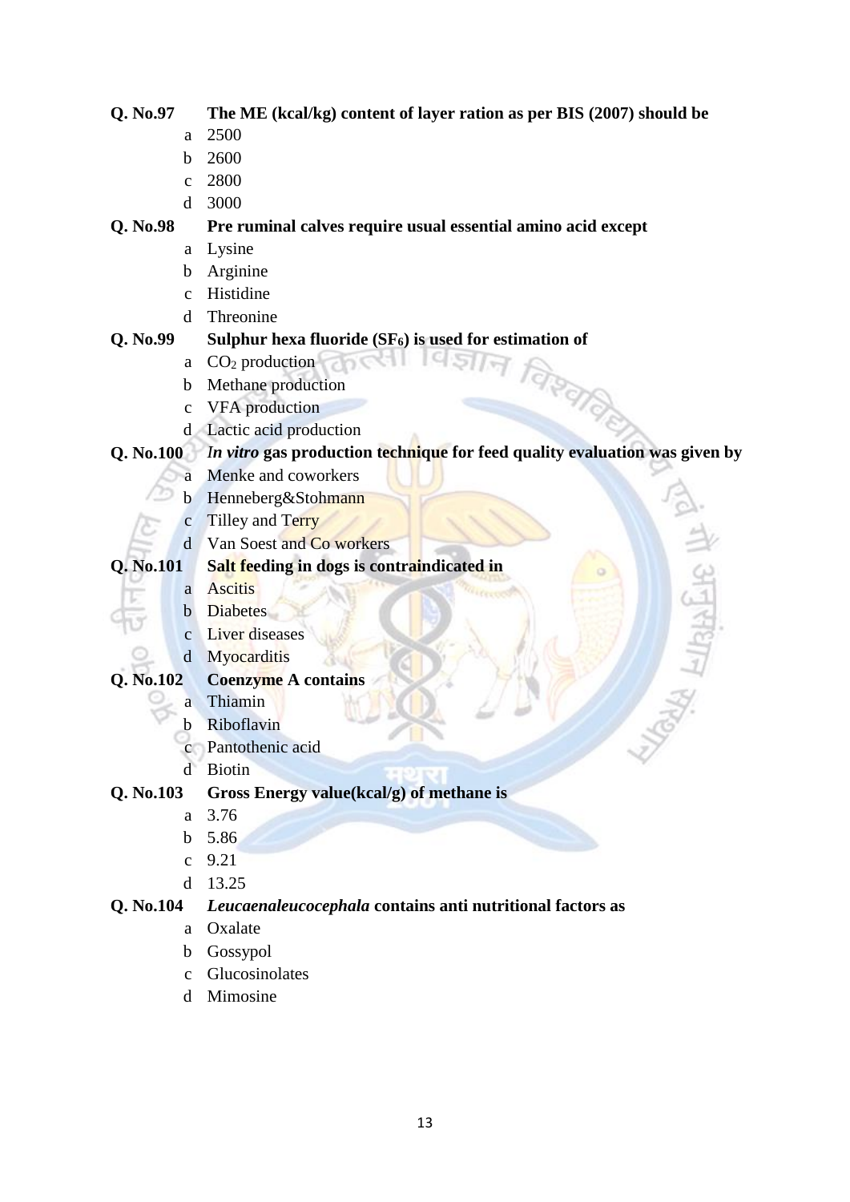**Q. No.97** **The ME (kcal/kg) content of layer ration as per BIS (2007) should be**

- a 2500
- b 2600
- c 2800
- d 3000

**Q. No.98** **Pre ruminal calves require usual essential amino acid except**

- a Lysine
- b Arginine
- c Histidine
- d Threonine

**Q. No.99** **Sulphur hexa fluoride ($SF_6$) is used for estimation of**

- a $CO_2$ production
- b Methane production
- c VFA production
- d Lactic acid production

**Q. No.100** ***In vitro* gas production technique for feed quality evaluation was given by**

- a Menke and coworkers
- b Henneberg&Stohmann
- c Tilley and Terry
- d Van Soest and Co workers

**Q. No.101** **Salt feeding in dogs is contraindicated in**

- a Ascitis
- b Diabetes
- c Liver diseases
- d Myocarditis

**Q. No.102** **Coenzyme A contains**

- a Thiamin
- b Riboflavin
- c Pantothenic acid
- d Biotin

**Q. No.103** **Gross Energy value(kcal/g) of methane is**

- a 3.76
- b 5.86
- c 9.21
- d 13.25

**Q. No.104** ***Leucaenaleucocephala* contains anti nutritional factors as**

- a Oxalate
- b Gossypol
- c Glucosinolates
- d Mimosine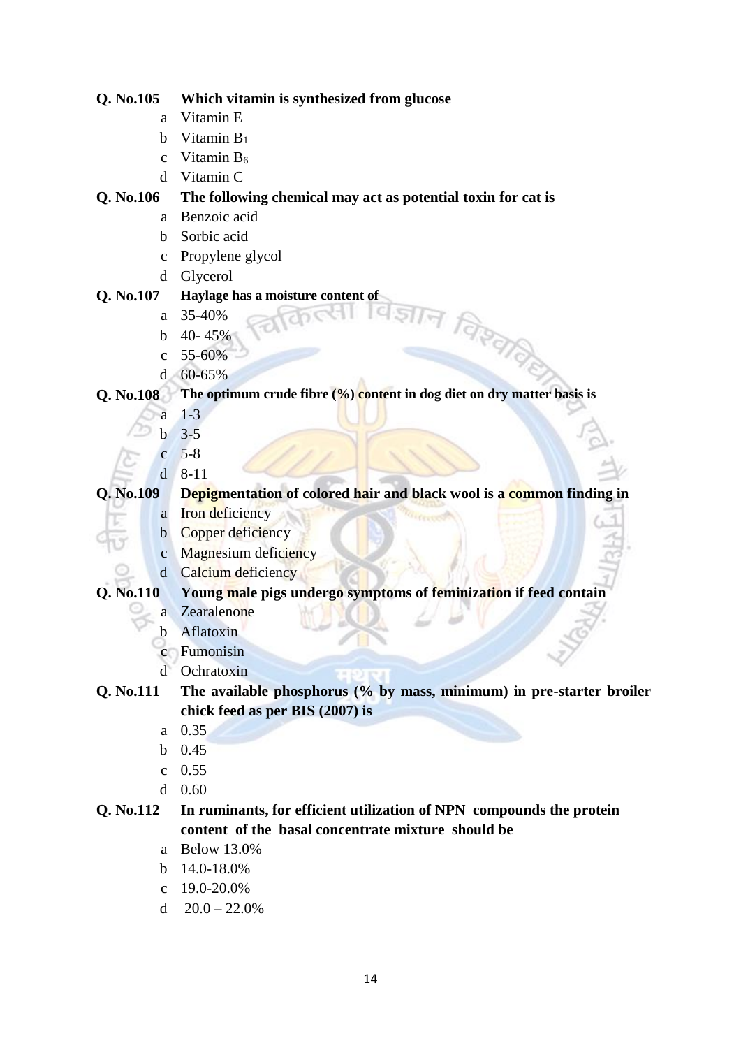**Q. No.105 Which vitamin is synthesized from glucose**

- a Vitamin E
- b Vitamin $B_1$
- c Vitamin $B_6$
- d Vitamin C

**Q. No.106 The following chemical may act as potential toxin for cat is**

- a Benzoic acid
- b Sorbic acid
- c Propylene glycol
- d Glycerol

**Q. No.107 Haylage has a moisture content of**

- a 35-40%
- b 40- 45%
- c 55-60%
- d 60-65%

**Q. No.108 The optimum crude fibre (%) content in dog diet on dry matter basis is**

- a 1-3
- b 3-5
- c 5-8
- d 8-11

**Q. No.109 Depigmentation of colored hair and black wool is a common finding in**

- a Iron deficiency
- b Copper deficiency
- c Magnesium deficiency
- d Calcium deficiency

**Q. No.110 Young male pigs undergo symptoms of feminization if feed contain**

- a Zearalenone
- b Aflatoxin
- c Fumonisin
- d Ochratoxin

**Q. No.111 The available phosphorus (% by mass, minimum) in pre-starter broiler chick feed as per BIS (2007) is**

- a 0.35
- b 0.45
- c 0.55
- d 0.60

**Q. No.112 In ruminants, for efficient utilization of NPN compounds the protein content of the basal concentrate mixture should be**

- a Below 13.0%
- b 14.0-18.0%
- c 19.0-20.0%
- d 20.0 – 22.0%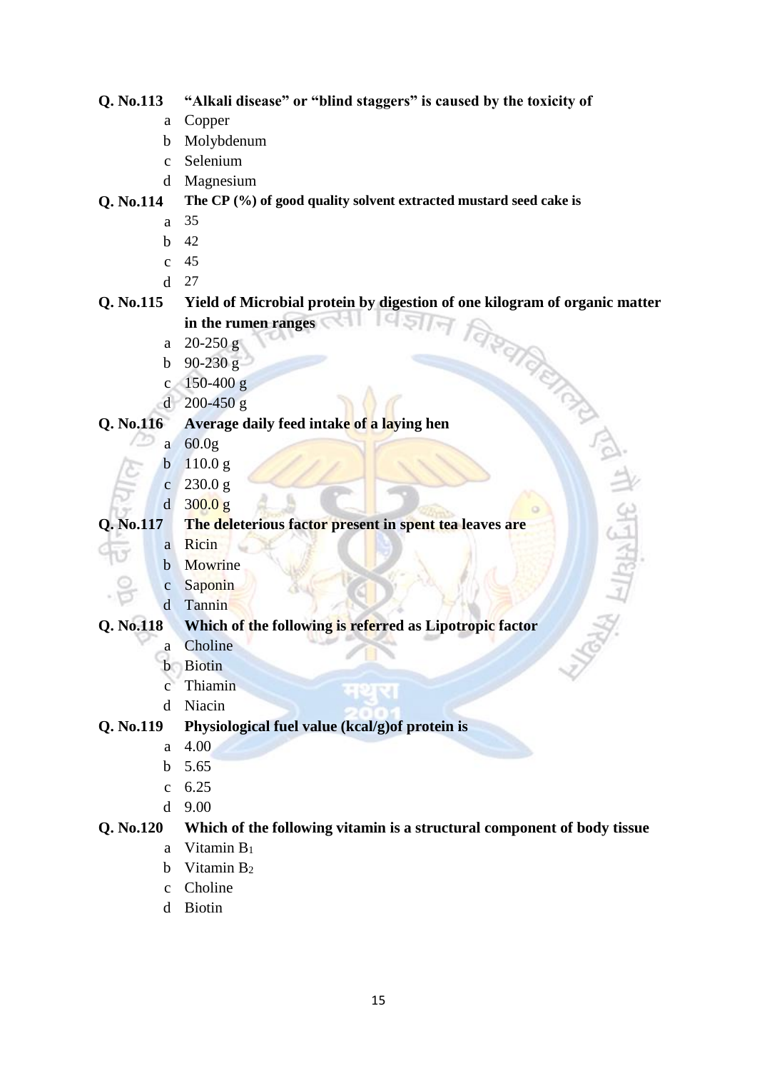**Q. No.113** **"Alkali disease" or "blind staggers" is caused by the toxicity of**

- a Copper
- b Molybdenum
- c Selenium
- d Magnesium

**Q. No.114** **The CP (%) of good quality solvent extracted mustard seed cake is**

- a 35
- b 42
- c 45
- d 27

**Q. No.115** **Yield of Microbial protein by digestion of one kilogram of organic matter in the rumen ranges**

- a 20-250 g
- b 90-230 g
- c 150-400 g
- d 200-450 g

**Q. No.116** **Average daily feed intake of a laying hen**

- a 60.0g
- b 110.0 g
- c 230.0 g
- d 300.0 g

**Q. No.117** **The deleterious factor present in spent tea leaves are**

- a Ricin
- b Mowrine
- c Saponin
- d Tannin

**Q. No.118** **Which of the following is referred as Lipotropic factor**

- a Choline
- b Biotin
- c Thiamin
- d Niacin

**Q. No.119** **Physiological fuel value (kcal/g)of protein is**

- a 4.00
- b 5.65
- c 6.25
- d 9.00

**Q. No.120** **Which of the following vitamin is a structural component of body tissue**

- a Vitamin $B_1$
- b Vitamin $B_2$
- c Choline
- d Biotin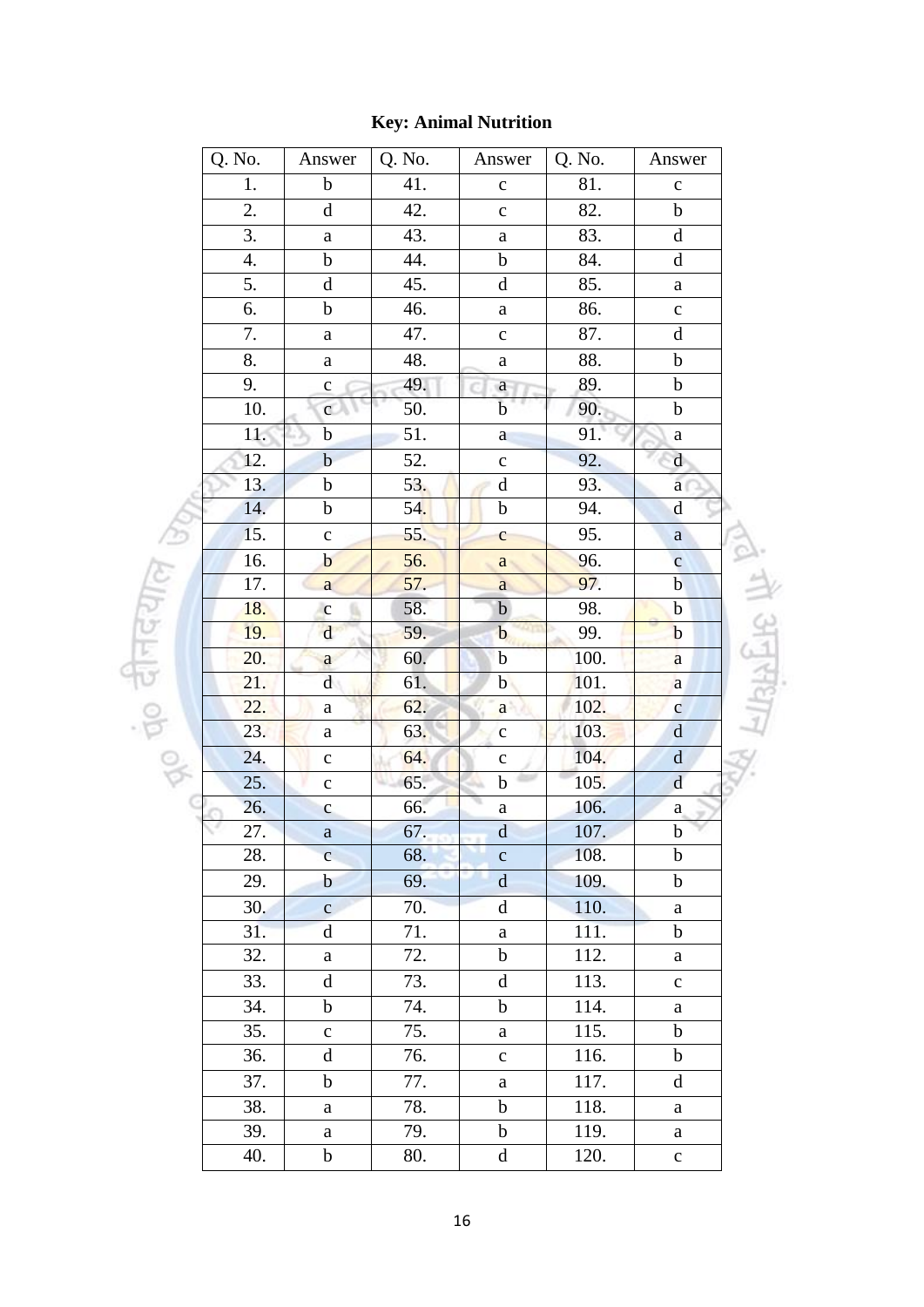**Key: Animal Nutrition**

| Q. No. | Answer | Q. No. | Answer | Q. No. | Answer |
|---|---|---|---|---|---|
| 1. | b | 41. | c | 81. | c |
| 2. | d | 42. | c | 82. | b |
| 3. | a | 43. | a | 83. | d |
| 4. | b | 44. | b | 84. | d |
| 5. | d | 45. | d | 85. | a |
| 6. | b | 46. | a | 86. | c |
| 7. | a | 47. | c | 87. | d |
| 8. | a | 48. | a | 88. | b |
| 9. | c | 49. | a | 89. | b |
| 10. | c | 50. | b | 90. | b |
| 11. | b | 51. | a | 91. | a |
| 12. | b | 52. | c | 92. | d |
| 13. | b | 53. | d | 93. | a |
| 14. | b | 54. | b | 94. | d |
| 15. | c | 55. | c | 95. | a |
| 16. | b | 56. | a | 96. | c |
| 17. | a | 57. | a | 97. | b |
| 18. | c | 58. | b | 98. | b |
| 19. | d | 59. | b | 99. | b |
| 20. | a | 60. | b | 100. | a |
| 21. | d | 61. | b | 101. | a |
| 22. | a | 62. | a | 102. | c |
| 23. | a | 63. | c | 103. | d |
| 24. | c | 64. | c | 104. | d |
| 25. | c | 65. | b | 105. | d |
| 26. | c | 66. | a | 106. | a |
| 27. | a | 67. | d | 107. | b |
| 28. | c | 68. | c | 108. | b |
| 29. | b | 69. | d | 109. | b |
| 30. | c | 70. | d | 110. | a |
| 31. | d | 71. | a | 111. | b |
| 32. | a | 72. | b | 112. | a |
| 33. | d | 73. | d | 113. | c |
| 34. | b | 74. | b | 114. | a |
| 35. | c | 75. | a | 115. | b |
| 36. | d | 76. | c | 116. | b |
| 37. | b | 77. | a | 117. | d |
| 38. | a | 78. | b | 118. | a |
| 39. | a | 79. | b | 119. | a |
| 40. | b | 80. | d | 120. | c |